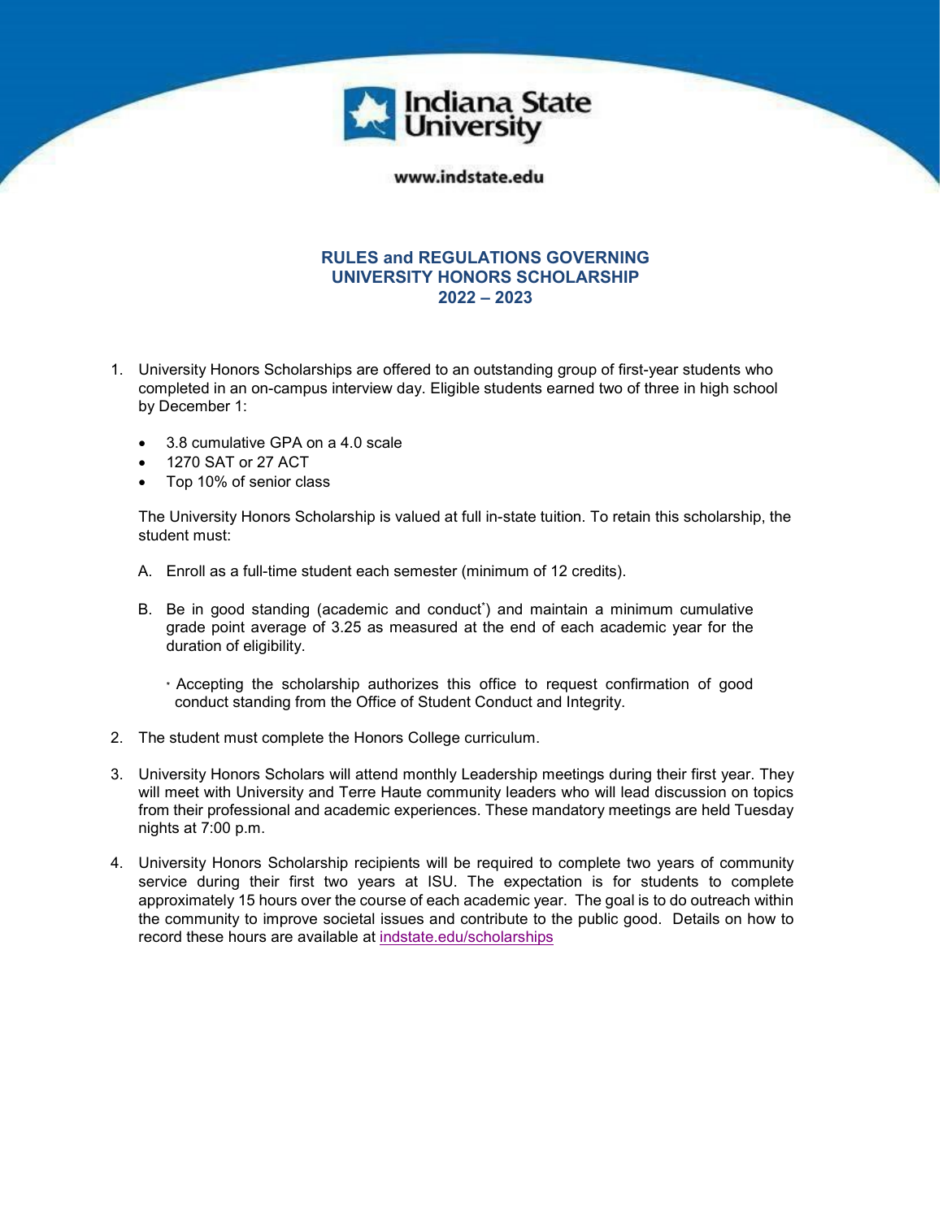Indiana State University

www.indstate.edu

# RULES and REGULATIONS GOVERNING UNIVERSITY HONORS SCHOLARSHIP 2022 – 2023

1. University Honors Scholarships are offered to an outstanding group of first-year students who completed in an on-campus interview day. Eligible students earned two of three in high school by December 1:

   - 3.8 cumulative GPA on a 4.0 scale
   - 1270 SAT or 27 ACT
   - Top 10% of senior class

   The University Honors Scholarship is valued at full in-state tuition. To retain this scholarship, the student must:

   A. Enroll as a full-time student each semester (minimum of 12 credits).

   B. Be in good standing (academic and conduct*) and maintain a minimum cumulative grade point average of 3.25 as measured at the end of each academic year for the duration of eligibility.

      \* Accepting the scholarship authorizes this office to request confirmation of good conduct standing from the Office of Student Conduct and Integrity.

2. The student must complete the Honors College curriculum.

3. University Honors Scholars will attend monthly Leadership meetings during their first year. They will meet with University and Terre Haute community leaders who will lead discussion on topics from their professional and academic experiences. These mandatory meetings are held Tuesday nights at 7:00 p.m.

4. University Honors Scholarship recipients will be required to complete two years of community service during their first two years at ISU. The expectation is for students to complete approximately 15 hours over the course of each academic year. The goal is to do outreach within the community to improve societal issues and contribute to the public good. Details on how to record these hours are available at [indstate.edu/scholarships](indstate.edu/scholarships)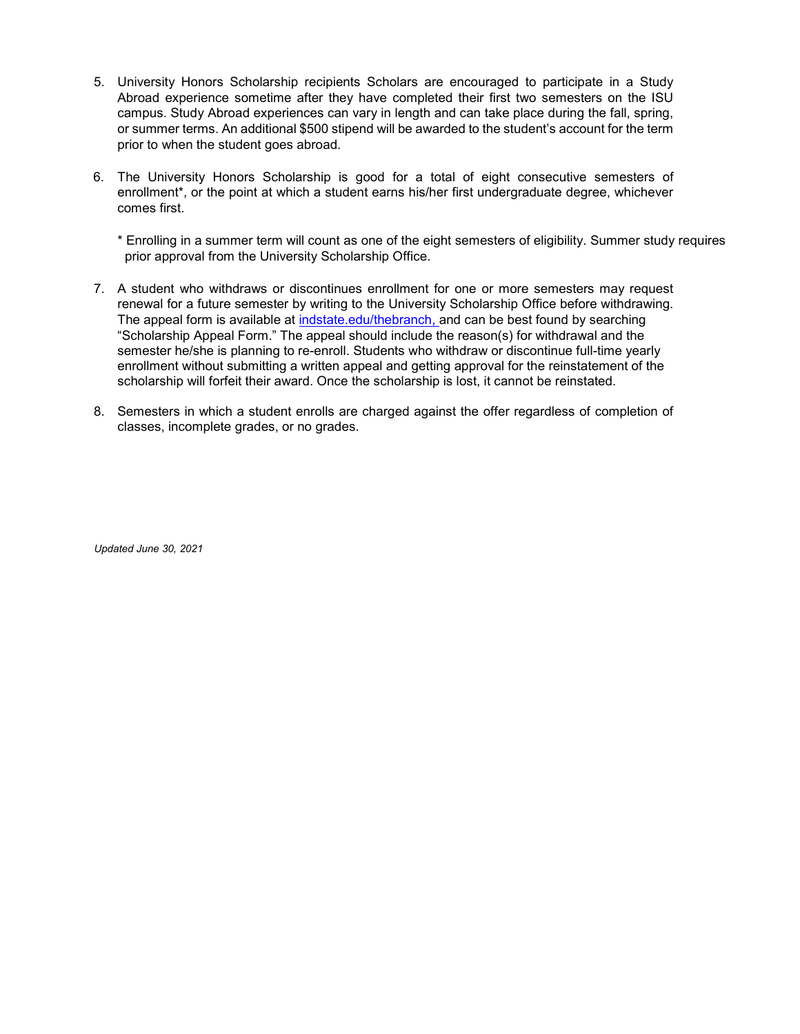5. University Honors Scholarship recipients Scholars are encouraged to participate in a Study Abroad experience sometime after they have completed their first two semesters on the ISU campus. Study Abroad experiences can vary in length and can take place during the fall, spring, or summer terms. An additional $500 stipend will be awarded to the student's account for the term prior to when the student goes abroad.

6. The University Honors Scholarship is good for a total of eight consecutive semesters of enrollment*, or the point at which a student earns his/her first undergraduate degree, whichever comes first.

   * Enrolling in a summer term will count as one of the eight semesters of eligibility. Summer study requires prior approval from the University Scholarship Office.

7. A student who withdraws or discontinues enrollment for one or more semesters may request renewal for a future semester by writing to the University Scholarship Office before withdrawing. The appeal form is available at [indstate.edu/thebranch,](indstate.edu/thebranch) and can be best found by searching "Scholarship Appeal Form." The appeal should include the reason(s) for withdrawal and the semester he/she is planning to re-enroll. Students who withdraw or discontinue full-time yearly enrollment without submitting a written appeal and getting approval for the reinstatement of the scholarship will forfeit their award. Once the scholarship is lost, it cannot be reinstated.

8. Semesters in which a student enrolls are charged against the offer regardless of completion of classes, incomplete grades, or no grades.

*Updated June 30, 2021*